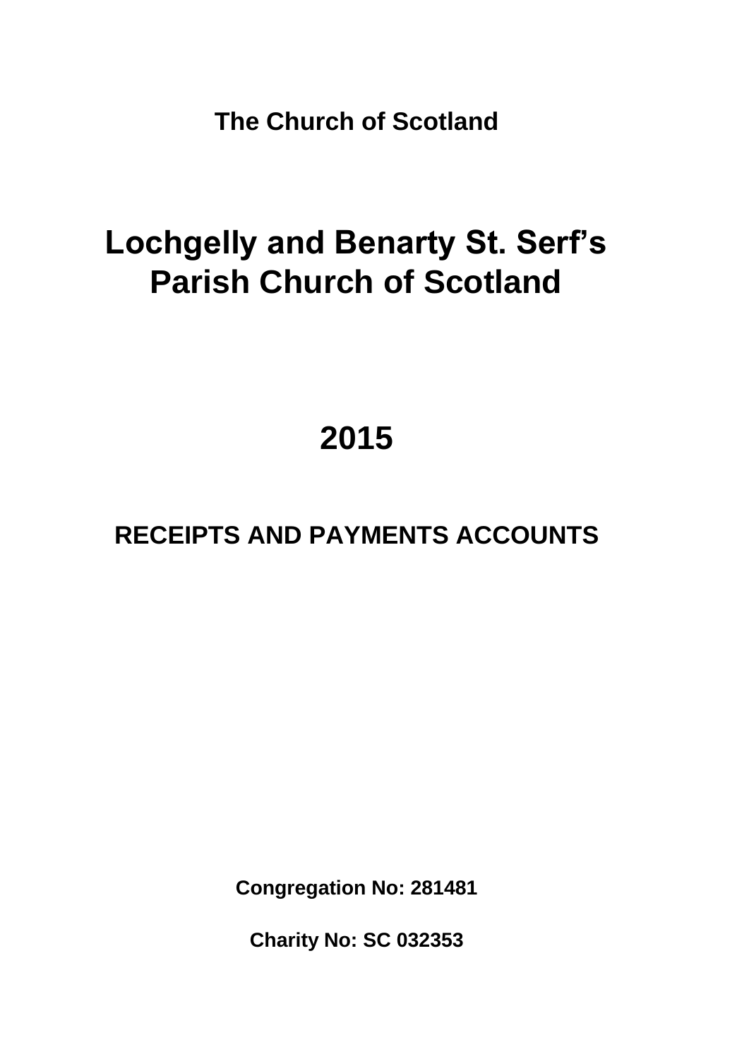**The Church of Scotland**

# Lochgelly and Benarty St. Serf's Parish Church of Scotland

# 2015

## RECEIPTS AND PAYMENTS ACCOUNTS

**Congregation No: 281481**

**Charity No: SC 032353**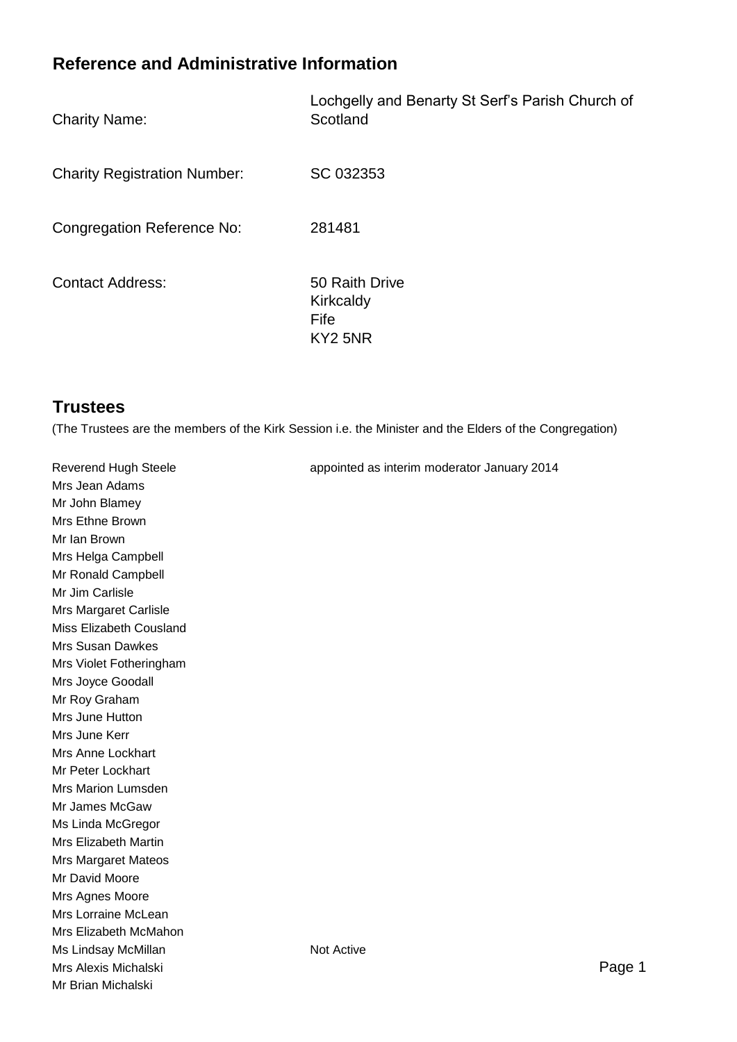## Reference and Administrative Information

| | |
|---|---|
| Charity Name: | Lochgelly and Benarty St Serf's Parish Church of Scotland |
| Charity Registration Number: | SC 032353 |
| Congregation Reference No: | 281481 |
| Contact Address: | 50 Raith Drive<br>Kirkcaldy<br>Fife<br>KY2 5NR |

## Trustees

(The Trustees are the members of the Kirk Session i.e. the Minister and the Elders of the Congregation)

| | |
|---|---|
| Reverend Hugh Steele | appointed as interim moderator January 2014 |
| Mrs Jean Adams | |
| Mr John Blamey | |
| Mrs Ethne Brown | |
| Mr Ian Brown | |
| Mrs Helga Campbell | |
| Mr Ronald Campbell | |
| Mr Jim Carlisle | |
| Mrs Margaret Carlisle | |
| Miss Elizabeth Cousland | |
| Mrs Susan Dawkes | |
| Mrs Violet Fotheringham | |
| Mrs Joyce Goodall | |
| Mr Roy Graham | |
| Mrs June Hutton | |
| Mrs June Kerr | |
| Mrs Anne Lockhart | |
| Mr Peter Lockhart | |
| Mrs Marion Lumsden | |
| Mr James McGaw | |
| Ms Linda McGregor | |
| Mrs Elizabeth Martin | |
| Mrs Margaret Mateos | |
| Mr David Moore | |
| Mrs Agnes Moore | |
| Mrs Lorraine McLean | |
| Mrs Elizabeth McMahon | |
| Ms Lindsay McMillan | Not Active |
| Mrs Alexis Michalski | |
| Mr Brian Michalski | |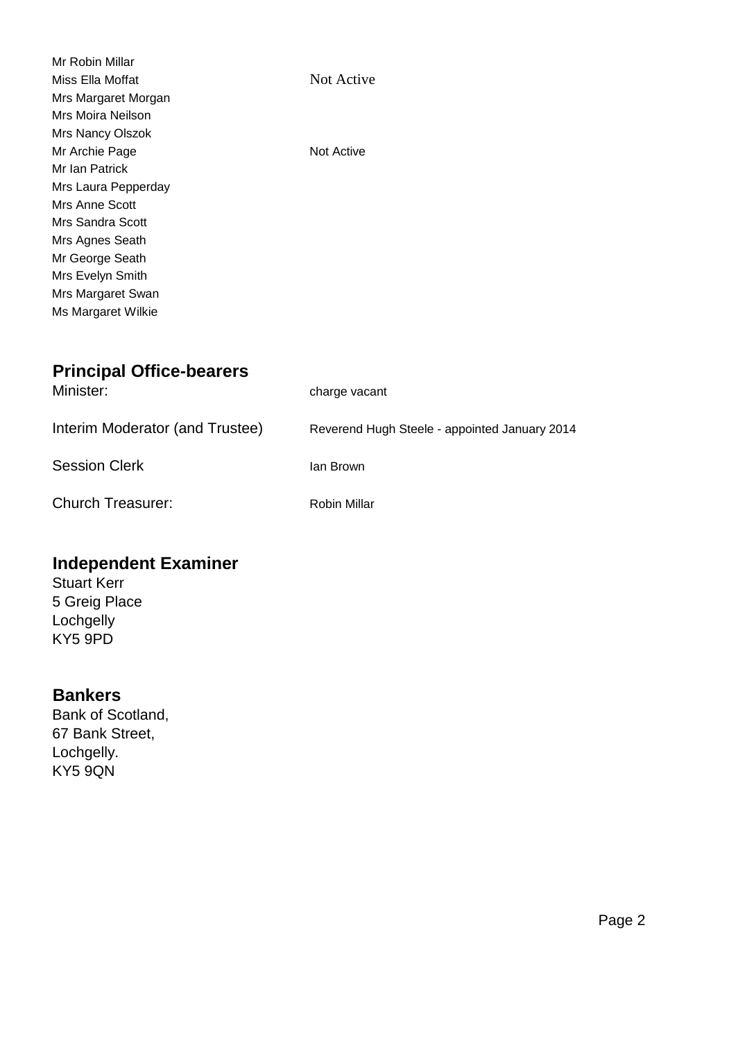| | |
|---|---|
| Mr Robin Millar | |
| Miss Ella Moffat | Not Active |
| Mrs Margaret Morgan | |
| Mrs Moira Neilson | |
| Mrs Nancy Olszok | |
| Mr Archie Page | Not Active |
| Mr Ian Patrick | |
| Mrs Laura Pepperday | |
| Mrs Anne Scott | |
| Mrs Sandra Scott | |
| Mrs Agnes Seath | |
| Mr George Seath | |
| Mrs Evelyn Smith | |
| Mrs Margaret Swan | |
| Ms Margaret Wilkie | |

## Principal Office-bearers

| | |
|---|---|
| Minister: | charge vacant |
| Interim Moderator (and Trustee) | Reverend Hugh Steele - appointed January 2014 |
| Session Clerk | Ian Brown |
| Church Treasurer: | Robin Millar |

## Independent Examiner

Stuart Kerr
5 Greig Place
Lochgelly
KY5 9PD

## Bankers

Bank of Scotland,
67 Bank Street,
Lochgelly.
KY5 9QN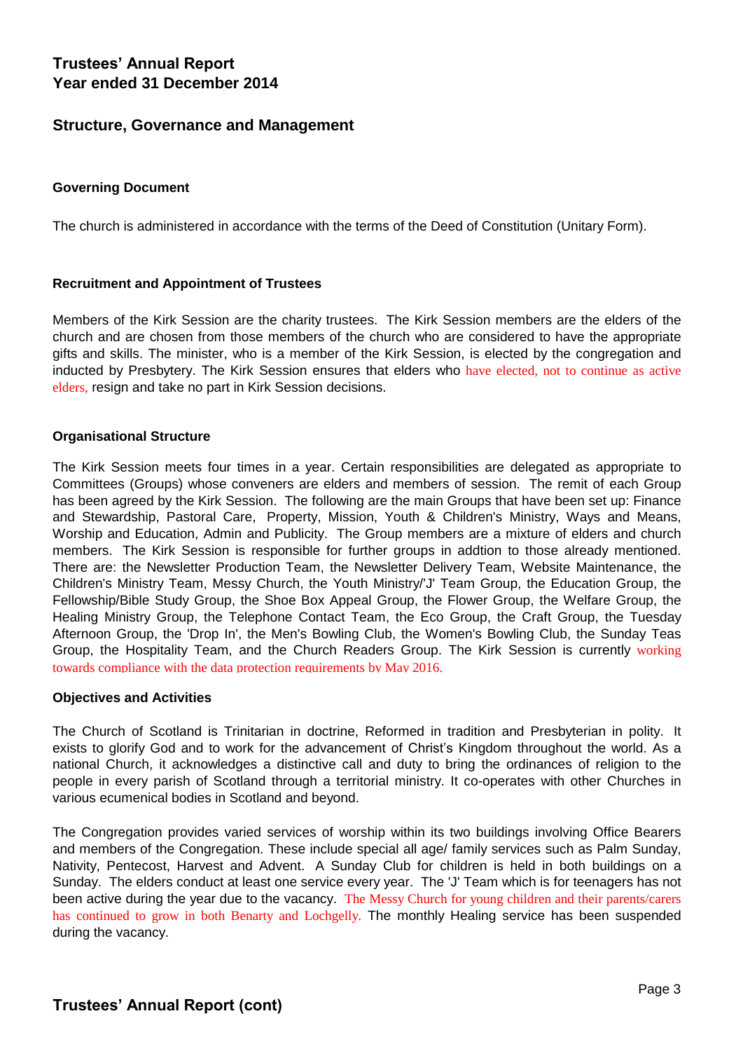# Trustees' Annual Report
# Year ended 31 December 2014

## Structure, Governance and Management

### Governing Document

The church is administered in accordance with the terms of the Deed of Constitution (Unitary Form).

### Recruitment and Appointment of Trustees

Members of the Kirk Session are the charity trustees. The Kirk Session members are the elders of the church and are chosen from those members of the church who are considered to have the appropriate gifts and skills. The minister, who is a member of the Kirk Session, is elected by the congregation and inducted by Presbytery. The Kirk Session ensures that elders who have elected, not to continue as active elders, resign and take no part in Kirk Session decisions.

### Organisational Structure

The Kirk Session meets four times in a year. Certain responsibilities are delegated as appropriate to Committees (Groups) whose conveners are elders and members of session. The remit of each Group has been agreed by the Kirk Session. The following are the main Groups that have been set up: Finance and Stewardship, Pastoral Care, Property, Mission, Youth & Children's Ministry, Ways and Means, Worship and Education, Admin and Publicity. The Group members are a mixture of elders and church members. The Kirk Session is responsible for further groups in addtion to those already mentioned. There are: the Newsletter Production Team, the Newsletter Delivery Team, Website Maintenance, the Children's Ministry Team, Messy Church, the Youth Ministry/'J' Team Group, the Education Group, the Fellowship/Bible Study Group, the Shoe Box Appeal Group, the Flower Group, the Welfare Group, the Healing Ministry Group, the Telephone Contact Team, the Eco Group, the Craft Group, the Tuesday Afternoon Group, the 'Drop In', the Men's Bowling Club, the Women's Bowling Club, the Sunday Teas Group, the Hospitality Team, and the Church Readers Group. The Kirk Session is currently working towards compliance with the data protection requirements by May 2016.

### Objectives and Activities

The Church of Scotland is Trinitarian in doctrine, Reformed in tradition and Presbyterian in polity. It exists to glorify God and to work for the advancement of Christ's Kingdom throughout the world. As a national Church, it acknowledges a distinctive call and duty to bring the ordinances of religion to the people in every parish of Scotland through a territorial ministry. It co-operates with other Churches in various ecumenical bodies in Scotland and beyond.

The Congregation provides varied services of worship within its two buildings involving Office Bearers and members of the Congregation. These include special all age/ family services such as Palm Sunday, Nativity, Pentecost, Harvest and Advent. A Sunday Club for children is held in both buildings on a Sunday. The elders conduct at least one service every year. The 'J' Team which is for teenagers has not been active during the year due to the vacancy. The Messy Church for young children and their parents/carers has continued to grow in both Benarty and Lochgelly. The monthly Healing service has been suspended during the vacancy.

# Trustees' Annual Report (cont)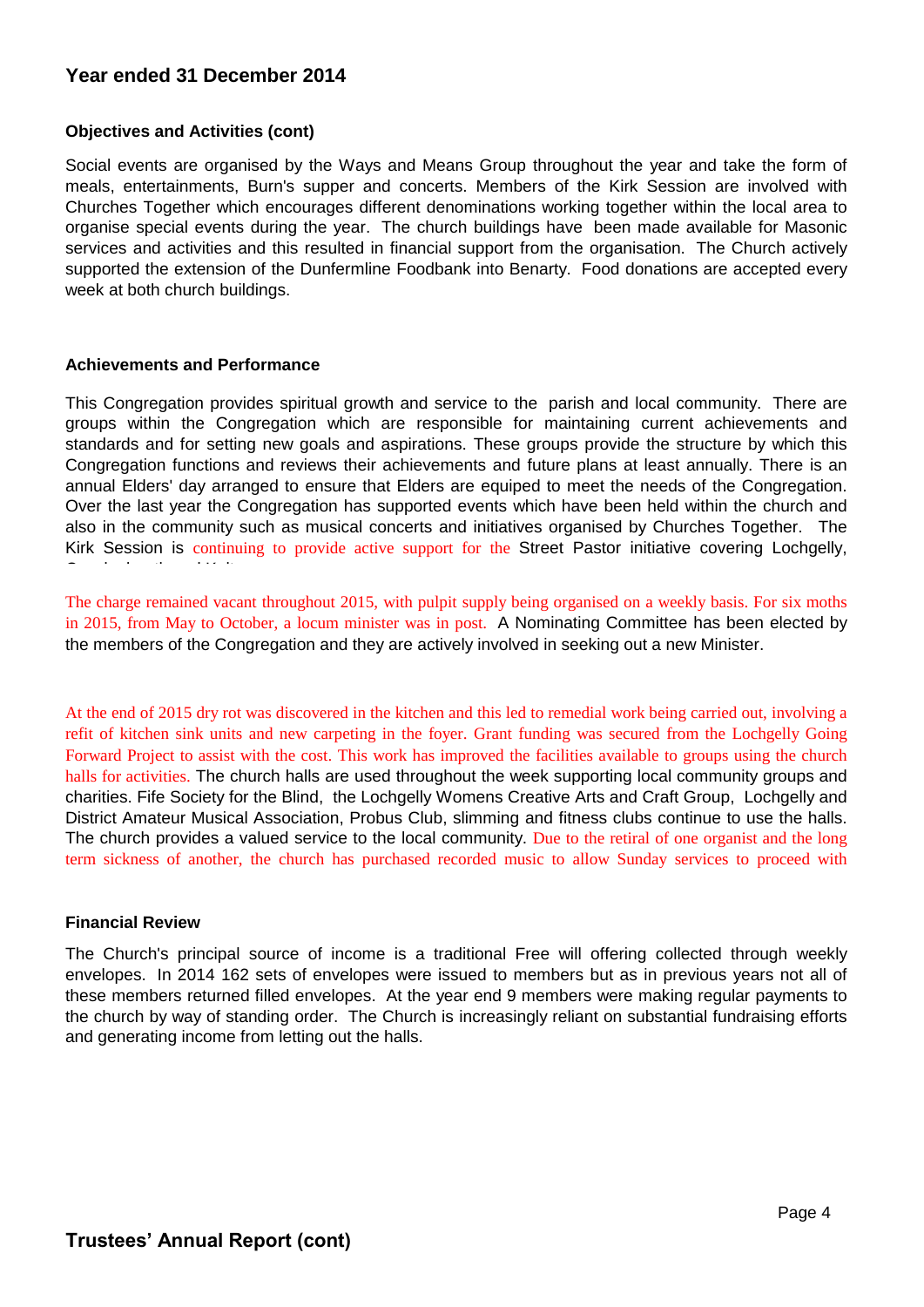## Year ended 31 December 2014

**Objectives and Activities (cont)**

Social events are organised by the Ways and Means Group throughout the year and take the form of meals, entertainments, Burn's supper and concerts. Members of the Kirk Session are involved with Churches Together which encourages different denominations working together within the local area to organise special events during the year. The church buildings have been made available for Masonic services and activities and this resulted in financial support from the organisation. The Church actively supported the extension of the Dunfermline Foodbank into Benarty. Food donations are accepted every week at both church buildings.

**Achievements and Performance**

This Congregation provides spiritual growth and service to the parish and local community. There are groups within the Congregation which are responsible for maintaining current achievements and standards and for setting new goals and aspirations. These groups provide the structure by which this Congregation functions and reviews their achievements and future plans at least annually. There is an annual Elders' day arranged to ensure that Elders are equiped to meet the needs of the Congregation. Over the last year the Congregation has supported events which have been held within the church and also in the community such as musical concerts and initiatives organised by Churches Together. The Kirk Session is continuing to provide active support for the Street Pastor initiative covering Lochgelly,

The charge remained vacant throughout 2015, with pulpit supply being organised on a weekly basis. For six moths in 2015, from May to October, a locum minister was in post. A Nominating Committee has been elected by the members of the Congregation and they are actively involved in seeking out a new Minister.

At the end of 2015 dry rot was discovered in the kitchen and this led to remedial work being carried out, involving a refit of kitchen sink units and new carpeting in the foyer. Grant funding was secured from the Lochgelly Going Forward Project to assist with the cost. This work has improved the facilities available to groups using the church halls for activities. The church halls are used throughout the week supporting local community groups and charities. Fife Society for the Blind, the Lochgelly Womens Creative Arts and Craft Group, Lochgelly and District Amateur Musical Association, Probus Club, slimming and fitness clubs continue to use the halls. The church provides a valued service to the local community. Due to the retiral of one organist and the long term sickness of another, the church has purchased recorded music to allow Sunday services to proceed with

**Financial Review**

The Church's principal source of income is a traditional Free will offering collected through weekly envelopes. In 2014 162 sets of envelopes were issued to members but as in previous years not all of these members returned filled envelopes. At the year end 9 members were making regular payments to the church by way of standing order. The Church is increasingly reliant on substantial fundraising efforts and generating income from letting out the halls.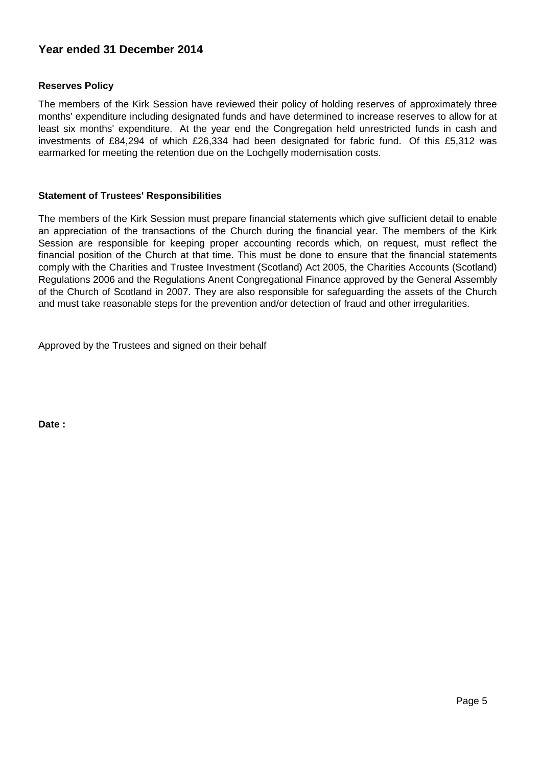## Year ended 31 December 2014

### Reserves Policy

The members of the Kirk Session have reviewed their policy of holding reserves of approximately three months' expenditure including designated funds and have determined to increase reserves to allow for at least six months' expenditure. At the year end the Congregation held unrestricted funds in cash and investments of £84,294 of which £26,334 had been designated for fabric fund. Of this £5,312 was earmarked for meeting the retention due on the Lochgelly modernisation costs.

### Statement of Trustees' Responsibilities

The members of the Kirk Session must prepare financial statements which give sufficient detail to enable an appreciation of the transactions of the Church during the financial year. The members of the Kirk Session are responsible for keeping proper accounting records which, on request, must reflect the financial position of the Church at that time. This must be done to ensure that the financial statements comply with the Charities and Trustee Investment (Scotland) Act 2005, the Charities Accounts (Scotland) Regulations 2006 and the Regulations Anent Congregational Finance approved by the General Assembly of the Church of Scotland in 2007. They are also responsible for safeguarding the assets of the Church and must take reasonable steps for the prevention and/or detection of fraud and other irregularities.

Approved by the Trustees and signed on their behalf

**Date :**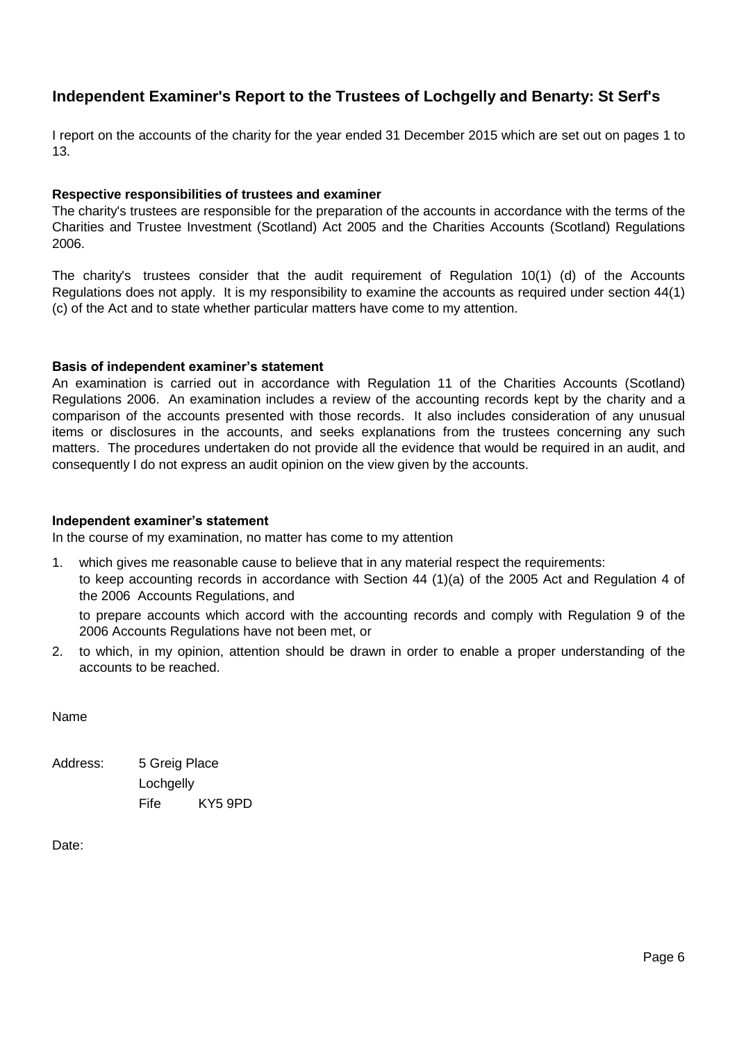## Independent Examiner's Report to the Trustees of Lochgelly and Benarty: St Serf's

I report on the accounts of the charity for the year ended 31 December 2015 which are set out on pages 1 to 13.

### Respective responsibilities of trustees and examiner

The charity's trustees are responsible for the preparation of the accounts in accordance with the terms of the Charities and Trustee Investment (Scotland) Act 2005 and the Charities Accounts (Scotland) Regulations 2006.

The charity's trustees consider that the audit requirement of Regulation 10(1) (d) of the Accounts Regulations does not apply. It is my responsibility to examine the accounts as required under section 44(1) (c) of the Act and to state whether particular matters have come to my attention.

### Basis of independent examiner's statement

An examination is carried out in accordance with Regulation 11 of the Charities Accounts (Scotland) Regulations 2006. An examination includes a review of the accounting records kept by the charity and a comparison of the accounts presented with those records. It also includes consideration of any unusual items or disclosures in the accounts, and seeks explanations from the trustees concerning any such matters. The procedures undertaken do not provide all the evidence that would be required in an audit, and consequently I do not express an audit opinion on the view given by the accounts.

### Independent examiner's statement

In the course of my examination, no matter has come to my attention

1. which gives me reasonable cause to believe that in any material respect the requirements:

   to keep accounting records in accordance with Section 44 (1)(a) of the 2005 Act and Regulation 4 of the 2006 Accounts Regulations, and

   to prepare accounts which accord with the accounting records and comply with Regulation 9 of the 2006 Accounts Regulations have not been met, or

2. to which, in my opinion, attention should be drawn in order to enable a proper understanding of the accounts to be reached.

Name

Address: 5 Greig Place
Lochgelly
Fife KY5 9PD

Date: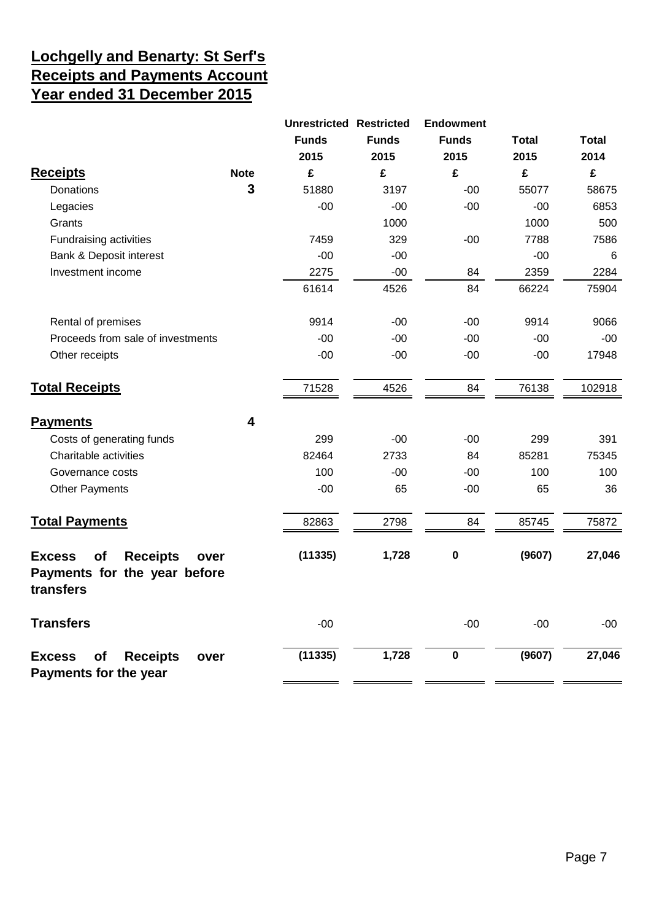# Lochgelly and Benarty: St Serf's
# Receipts and Payments Account
# Year ended 31 December 2015

| | Note | Unrestricted Funds 2015 | Restricted Funds 2015 | Endowment Funds 2015 | Total 2015 | Total 2014 |
|---|---|---|---|---|---|---|
| **Receipts** | **Note** | **£** | **£** | **£** | **£** | **£** |
| Donations | **3** | 51880 | 3197 | -00 | 55077 | 58675 |
| Legacies | | -00 | -00 | -00 | -00 | 6853 |
| Grants | | | 1000 | | 1000 | 500 |
| Fundraising activities | | 7459 | 329 | -00 | 7788 | 7586 |
| Bank & Deposit interest | | -00 | -00 | | -00 | 6 |
| Investment income | | 2275 | -00 | 84 | 2359 | 2284 |
| | | 61614 | 4526 | 84 | 66224 | 75904 |
| Rental of premises | | 9914 | -00 | -00 | 9914 | 9066 |
| Proceeds from sale of investments | | -00 | -00 | -00 | -00 | -00 |
| Other receipts | | -00 | -00 | -00 | -00 | 17948 |
| **Total Receipts** | | 71528 | 4526 | 84 | 76138 | 102918 |
| **Payments** | **4** | | | | | |
| Costs of generating funds | | 299 | -00 | -00 | 299 | 391 |
| Charitable activities | | 82464 | 2733 | 84 | 85281 | 75345 |
| Governance costs | | 100 | -00 | -00 | 100 | 100 |
| Other Payments | | -00 | 65 | -00 | 65 | 36 |
| **Total Payments** | | 82863 | 2798 | 84 | 85745 | 75872 |
| **Excess of Receipts over Payments for the year before transfers** | | **(11335)** | **1,728** | **0** | **(9607)** | **27,046** |
| **Transfers** | | -00 | | -00 | -00 | -00 |
| **Excess of Receipts over Payments for the year** | | **(11335)** | **1,728** | **0** | **(9607)** | **27,046** |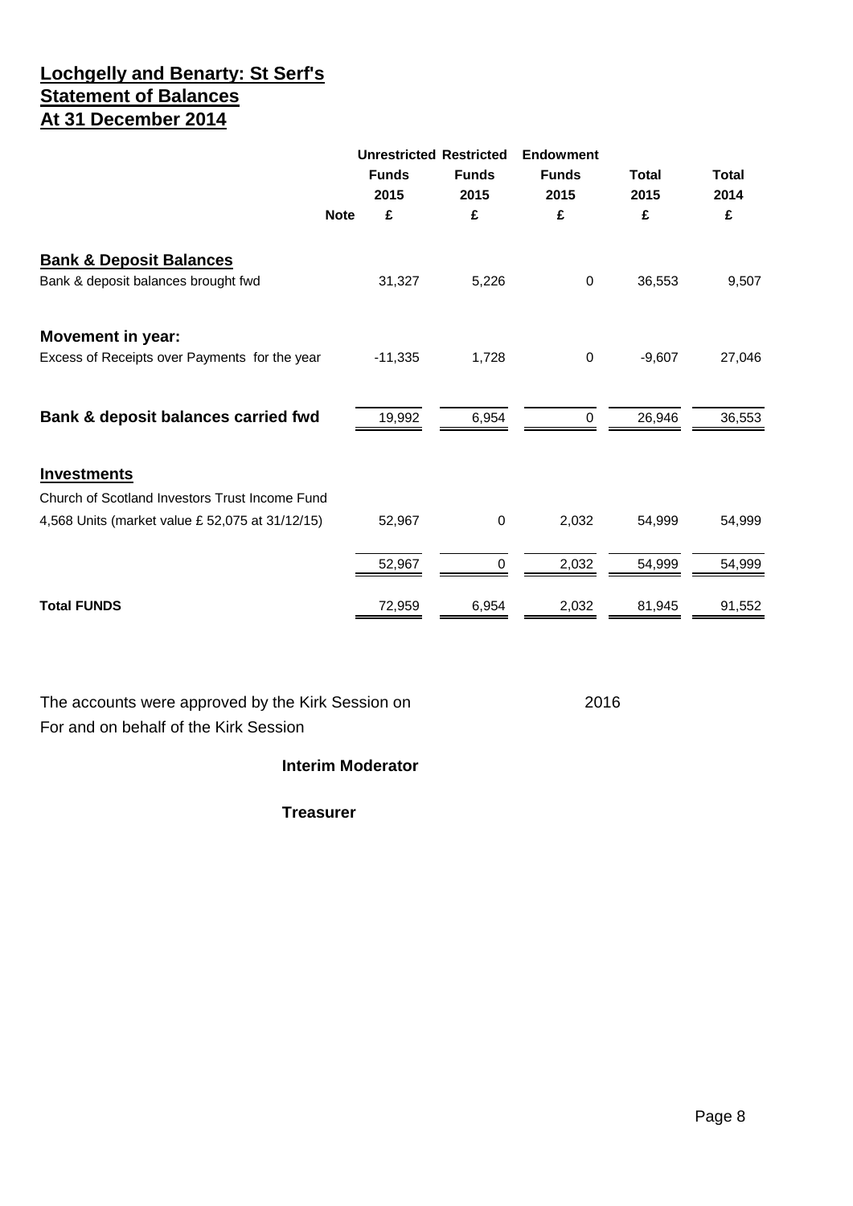# Lochgelly and Benarty: St Serf's
## Statement of Balances
## At 31 December 2014

| | Note | Unrestricted Funds 2015 £ | Restricted Funds 2015 £ | Endowment Funds 2015 £ | Total 2015 £ | Total 2014 £ |
|---|---|---|---|---|---|---|
| **Bank & Deposit Balances** | | | | | | |
| Bank & deposit balances brought fwd | | 31,327 | 5,226 | 0 | 36,553 | 9,507 |
| **Movement in year:** | | | | | | |
| Excess of Receipts over Payments for the year | | -11,335 | 1,728 | 0 | -9,607 | 27,046 |
| **Bank & deposit balances carried fwd** | | 19,992 | 6,954 | 0 | 26,946 | 36,553 |
| **Investments** | | | | | | |
| Church of Scotland Investors Trust Income Fund | | | | | | |
| 4,568 Units (market value £ 52,075 at 31/12/15) | | 52,967 | 0 | 2,032 | 54,999 | 54,999 |
| | | 52,967 | 0 | 2,032 | 54,999 | 54,999 |
| **Total FUNDS** | | 72,959 | 6,954 | 2,032 | 81,945 | 91,552 |

The accounts were approved by the Kirk Session on 2016

For and on behalf of the Kirk Session

**Interim Moderator**

**Treasurer**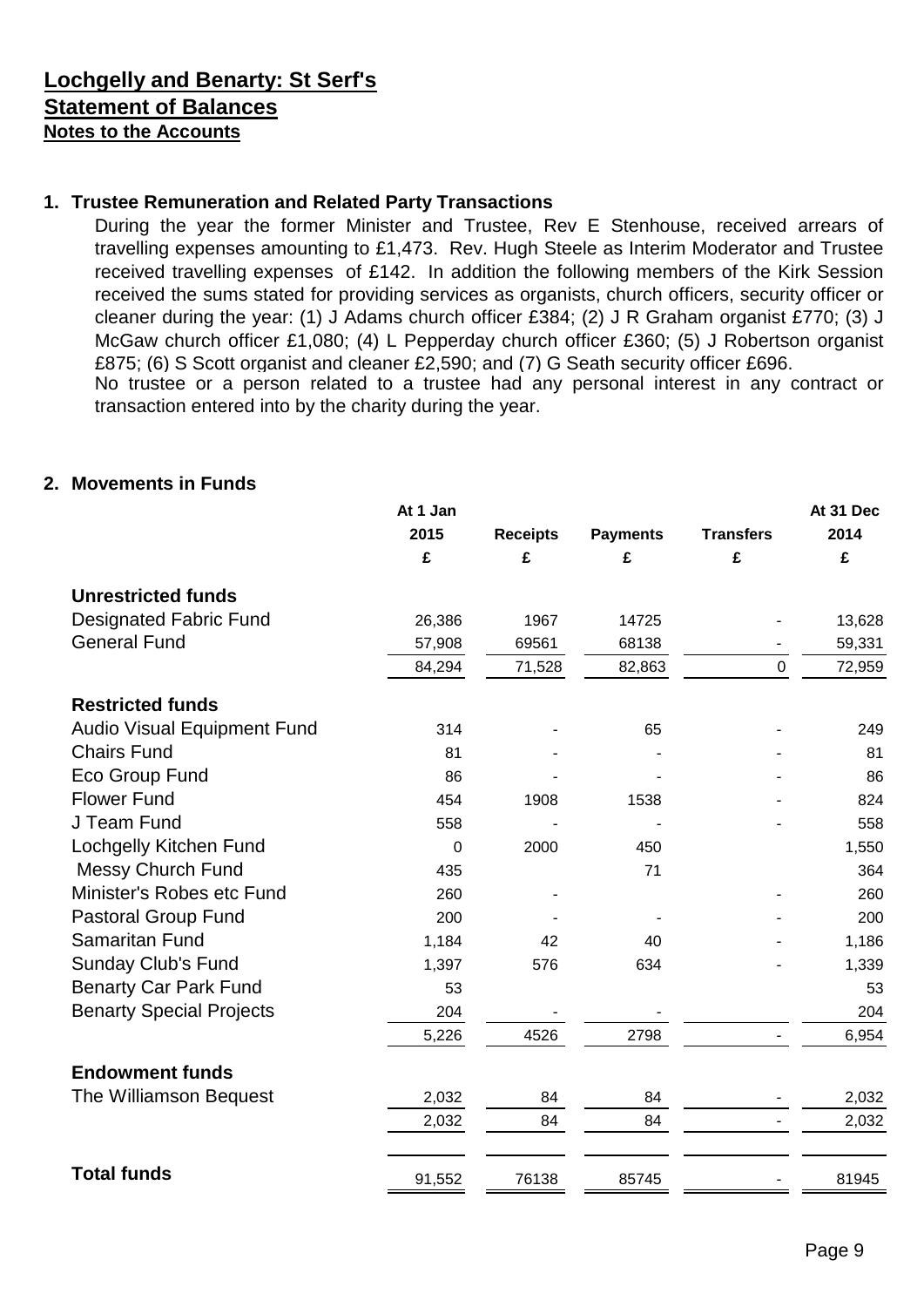# Lochgelly and Benarty: St Serf's

## Statement of Balances

### Notes to the Accounts

**1. Trustee Remuneration and Related Party Transactions**

During the year the former Minister and Trustee, Rev E Stenhouse, received arrears of travelling expenses amounting to £1,473. Rev. Hugh Steele as Interim Moderator and Trustee received travelling expenses of £142. In addition the following members of the Kirk Session received the sums stated for providing services as organists, church officers, security officer or cleaner during the year: (1) J Adams church officer £384; (2) J R Graham organist £770; (3) J McGaw church officer £1,080; (4) L Pepperday church officer £360; (5) J Robertson organist £875; (6) S Scott organist and cleaner £2,590; and (7) G Seath security officer £696.

No trustee or a person related to a trustee had any personal interest in any contract or transaction entered into by the charity during the year.

**2. Movements in Funds**

| | At 1 Jan 2015 £ | Receipts £ | Payments £ | Transfers £ | At 31 Dec 2014 £ |
|---|---|---|---|---|---|
| **Unrestricted funds** | | | | | |
| Designated Fabric Fund | 26,386 | 1967 | 14725 | - | 13,628 |
| General Fund | 57,908 | 69561 | 68138 | - | 59,331 |
| | 84,294 | 71,528 | 82,863 | 0 | 72,959 |
| **Restricted funds** | | | | | |
| Audio Visual Equipment Fund | 314 | - | 65 | - | 249 |
| Chairs Fund | 81 | - | - | - | 81 |
| Eco Group Fund | 86 | - | - | - | 86 |
| Flower Fund | 454 | 1908 | 1538 | - | 824 |
| J Team Fund | 558 | - | - | - | 558 |
| Lochgelly Kitchen Fund | 0 | 2000 | 450 | | 1,550 |
| Messy Church Fund | 435 | | 71 | | 364 |
| Minister's Robes etc Fund | 260 | - | | - | 260 |
| Pastoral Group Fund | 200 | - | - | - | 200 |
| Samaritan Fund | 1,184 | 42 | 40 | - | 1,186 |
| Sunday Club's Fund | 1,397 | 576 | 634 | - | 1,339 |
| Benarty Car Park Fund | 53 | | | | 53 |
| Benarty Special Projects | 204 | - | - | | 204 |
| | 5,226 | 4526 | 2798 | - | 6,954 |
| **Endowment funds** | | | | | |
| The Williamson Bequest | 2,032 | 84 | 84 | - | 2,032 |
| | 2,032 | 84 | 84 | - | 2,032 |
| **Total funds** | 91,552 | 76138 | 85745 | - | 81945 |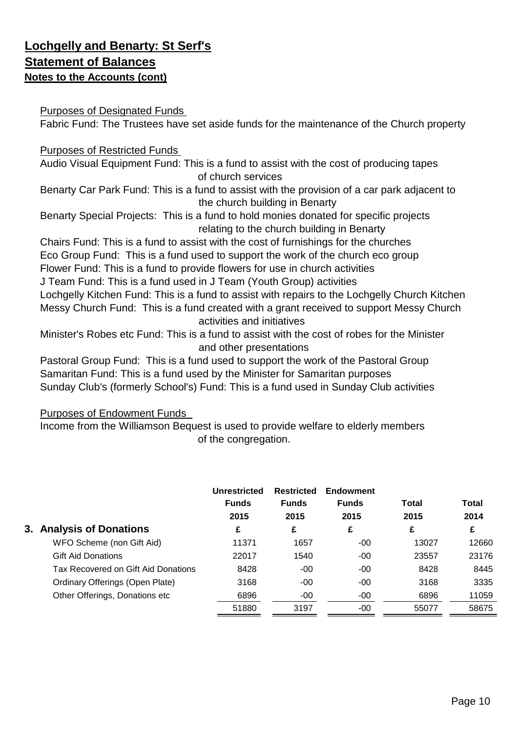# Lochgelly and Benarty: St Serf's

## Statement of Balances

### Notes to the Accounts (cont)

Purposes of Designated Funds

Fabric Fund: The Trustees have set aside funds for the maintenance of the Church property

Purposes of Restricted Funds

Audio Visual Equipment Fund: This is a fund to assist with the cost of producing tapes of church services

Benarty Car Park Fund: This is a fund to assist with the provision of a car park adjacent to the church building in Benarty

Benarty Special Projects: This is a fund to hold monies donated for specific projects relating to the church building in Benarty

Chairs Fund: This is a fund to assist with the cost of furnishings for the churches

Eco Group Fund: This is a fund used to support the work of the church eco group

Flower Fund: This is a fund to provide flowers for use in church activities

J Team Fund: This is a fund used in J Team (Youth Group) activities

Lochgelly Kitchen Fund: This is a fund to assist with repairs to the Lochgelly Church Kitchen

Messy Church Fund: This is a fund created with a grant received to support Messy Church activities and initiatives

Minister's Robes etc Fund: This is a fund to assist with the cost of robes for the Minister and other presentations

Pastoral Group Fund: This is a fund used to support the work of the Pastoral Group

Samaritan Fund: This is a fund used by the Minister for Samaritan purposes

Sunday Club's (formerly School's) Fund: This is a fund used in Sunday Club activities

Purposes of Endowment Funds

Income from the Williamson Bequest is used to provide welfare to elderly members of the congregation.

| | Unrestricted Funds 2015 | Restricted Funds 2015 | Endowment Funds 2015 | Total 2015 | Total 2014 |
|---|---|---|---|---|---|
| **3. Analysis of Donations** | £ | £ | £ | £ | £ |
| WFO Scheme (non Gift Aid) | 11371 | 1657 | -00 | 13027 | 12660 |
| Gift Aid Donations | 22017 | 1540 | -00 | 23557 | 23176 |
| Tax Recovered on Gift Aid Donations | 8428 | -00 | -00 | 8428 | 8445 |
| Ordinary Offerings (Open Plate) | 3168 | -00 | -00 | 3168 | 3335 |
| Other Offerings, Donations etc | 6896 | -00 | -00 | 6896 | 11059 |
| | 51880 | 3197 | -00 | 55077 | 58675 |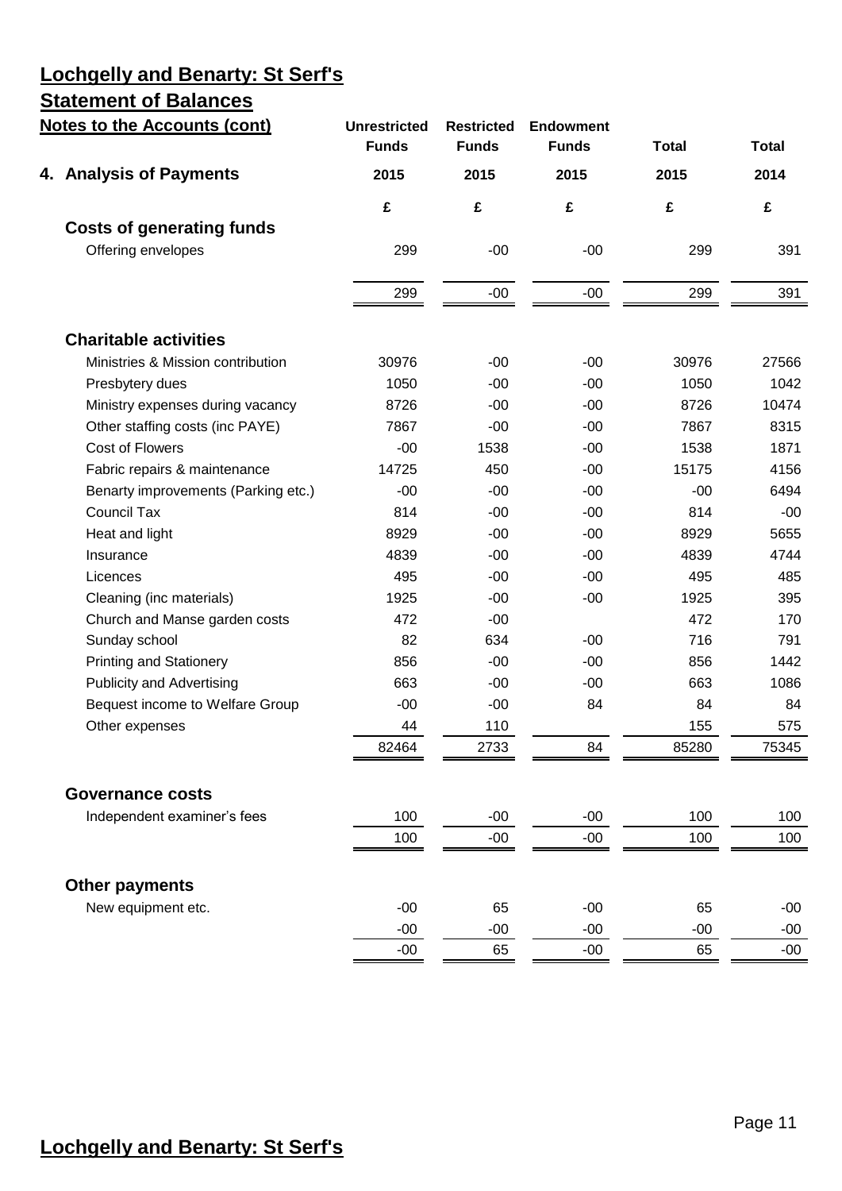# Lochgelly and Benarty: St Serf's

## Statement of Balances

### Notes to the Accounts (cont)

| 4. Analysis of Payments | Unrestricted Funds 2015 | Restricted Funds 2015 | Endowment Funds 2015 | Total 2015 | Total 2014 |
|---|---|---|---|---|---|
| | £ | £ | £ | £ | £ |
| **Costs of generating funds** | | | | | |
| Offering envelopes | 299 | -00 | -00 | 299 | 391 |
| | 299 | -00 | -00 | 299 | 391 |
| **Charitable activities** | | | | | |
| Ministries & Mission contribution | 30976 | -00 | -00 | 30976 | 27566 |
| Presbytery dues | 1050 | -00 | -00 | 1050 | 1042 |
| Ministry expenses during vacancy | 8726 | -00 | -00 | 8726 | 10474 |
| Other staffing costs (inc PAYE) | 7867 | -00 | -00 | 7867 | 8315 |
| Cost of Flowers | -00 | 1538 | -00 | 1538 | 1871 |
| Fabric repairs & maintenance | 14725 | 450 | -00 | 15175 | 4156 |
| Benarty improvements (Parking etc.) | -00 | -00 | -00 | -00 | 6494 |
| Council Tax | 814 | -00 | -00 | 814 | -00 |
| Heat and light | 8929 | -00 | -00 | 8929 | 5655 |
| Insurance | 4839 | -00 | -00 | 4839 | 4744 |
| Licences | 495 | -00 | -00 | 495 | 485 |
| Cleaning (inc materials) | 1925 | -00 | -00 | 1925 | 395 |
| Church and Manse garden costs | 472 | -00 | | 472 | 170 |
| Sunday school | 82 | 634 | -00 | 716 | 791 |
| Printing and Stationery | 856 | -00 | -00 | 856 | 1442 |
| Publicity and Advertising | 663 | -00 | -00 | 663 | 1086 |
| Bequest income to Welfare Group | -00 | -00 | 84 | 84 | 84 |
| Other expenses | 44 | 110 | | 155 | 575 |
| | 82464 | 2733 | 84 | 85280 | 75345 |
| **Governance costs** | | | | | |
| Independent examiner's fees | 100 | -00 | -00 | 100 | 100 |
| | 100 | -00 | -00 | 100 | 100 |
| **Other payments** | | | | | |
| New equipment etc. | -00 | 65 | -00 | 65 | -00 |
| | -00 | -00 | -00 | -00 | -00 |
| | -00 | 65 | -00 | 65 | -00 |

# Lochgelly and Benarty: St Serf's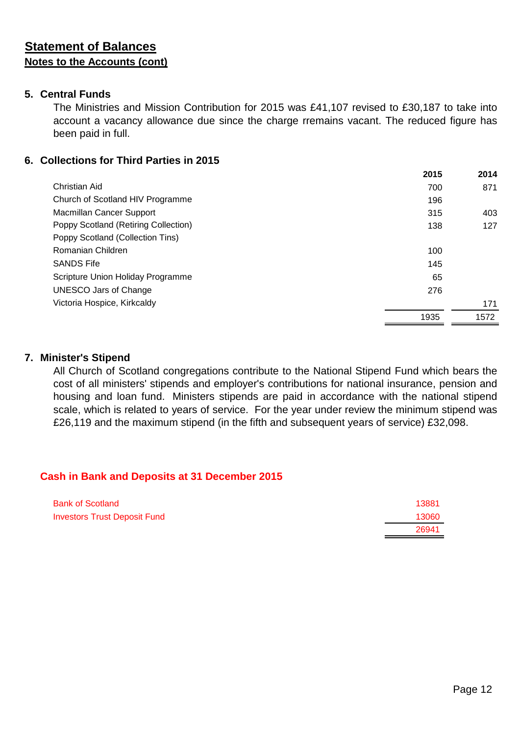## Statement of Balances

### Notes to the Accounts (cont)

### 5. Central Funds

The Ministries and Mission Contribution for 2015 was £41,107 revised to £30,187 to take into account a vacancy allowance due since the charge rremains vacant. The reduced figure has been paid in full.

### 6. Collections for Third Parties in 2015

| | 2015 | 2014 |
|---|---|---|
| Christian Aid | 700 | 871 |
| Church of Scotland HIV Programme | 196 | |
| Macmillan Cancer Support | 315 | 403 |
| Poppy Scotland (Retiring Collection) | 138 | 127 |
| Poppy Scotland (Collection Tins) | | |
| Romanian Children | 100 | |
| SANDS Fife | 145 | |
| Scripture Union Holiday Programme | 65 | |
| UNESCO Jars of Change | 276 | |
| Victoria Hospice, Kirkcaldy | | 171 |
| | 1935 | 1572 |

### 7. Minister's Stipend

All Church of Scotland congregations contribute to the National Stipend Fund which bears the cost of all ministers' stipends and employer's contributions for national insurance, pension and housing and loan fund. Ministers stipends are paid in accordance with the national stipend scale, which is related to years of service. For the year under review the minimum stipend was £26,119 and the maximum stipend (in the fifth and subsequent years of service) £32,098.

### Cash in Bank and Deposits at 31 December 2015

| | |
|---|---|
| Bank of Scotland | 13881 |
| Investors Trust Deposit Fund | 13060 |
| | 26941 |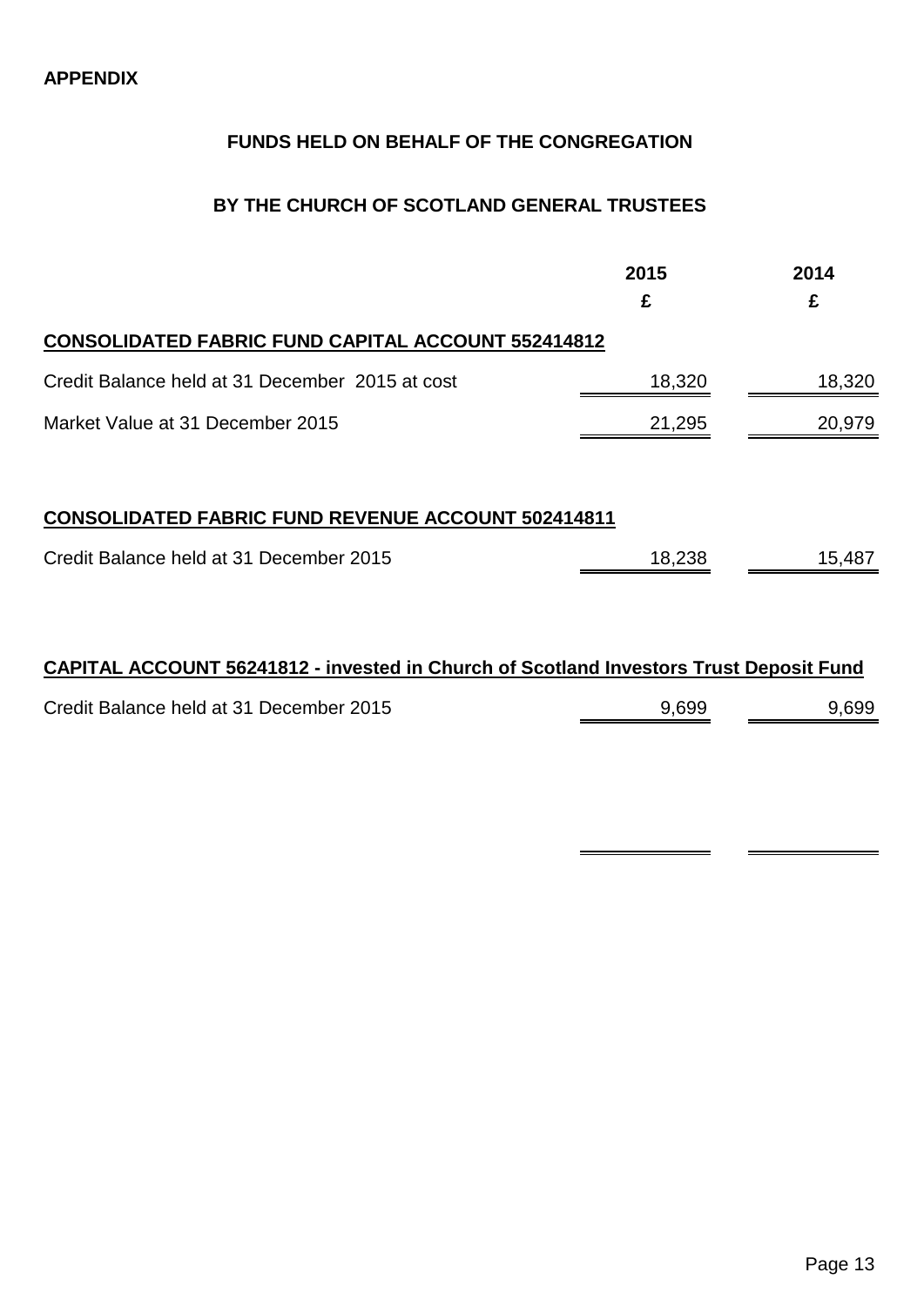**APPENDIX**

## FUNDS HELD ON BEHALF OF THE CONGREGATION

## BY THE CHURCH OF SCOTLAND GENERAL TRUSTEES

| | 2015 | 2014 |
|---|---|---|
| | £ | £ |
| **CONSOLIDATED FABRIC FUND CAPITAL ACCOUNT 552414812** | | |
| Credit Balance held at 31 December 2015 at cost | 18,320 | 18,320 |
| Market Value at 31 December 2015 | 21,295 | 20,979 |
| **CONSOLIDATED FABRIC FUND REVENUE ACCOUNT 502414811** | | |
| Credit Balance held at 31 December 2015 | 18,238 | 15,487 |
| **CAPITAL ACCOUNT 56241812 - invested in Church of Scotland Investors Trust Deposit Fund** | | |
| Credit Balance held at 31 December 2015 | 9,699 | 9,699 |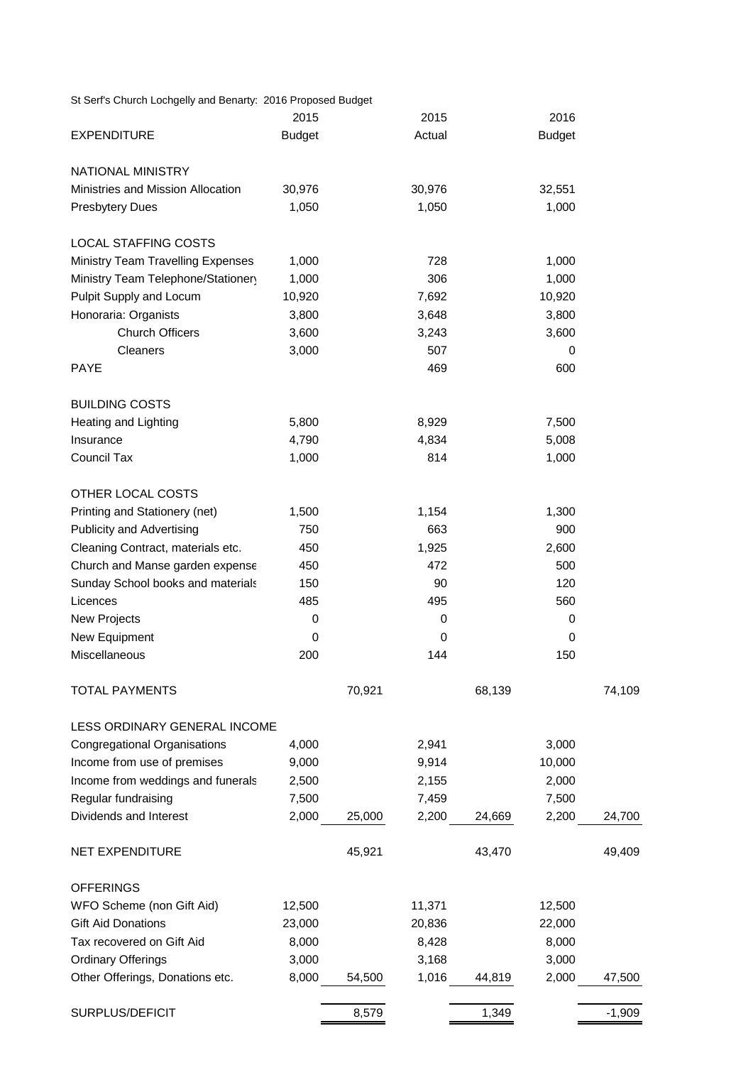St Serf's Church Lochgelly and Benarty: 2016 Proposed Budget

| EXPENDITURE | 2015 Budget | | 2015 Actual | | 2016 Budget | |
|---|---|---|---|---|---|---|
| NATIONAL MINISTRY | | | | | | |
| Ministries and Mission Allocation | 30,976 | | 30,976 | | 32,551 | |
| Presbytery Dues | 1,050 | | 1,050 | | 1,000 | |
| LOCAL STAFFING COSTS | | | | | | |
| Ministry Team Travelling Expenses | 1,000 | | 728 | | 1,000 | |
| Ministry Team Telephone/Stationery | 1,000 | | 306 | | 1,000 | |
| Pulpit Supply and Locum | 10,920 | | 7,692 | | 10,920 | |
| Honoraria: Organists | 3,800 | | 3,648 | | 3,800 | |
| Church Officers | 3,600 | | 3,243 | | 3,600 | |
| Cleaners | 3,000 | | 507 | | 0 | |
| PAYE | | | 469 | | 600 | |
| BUILDING COSTS | | | | | | |
| Heating and Lighting | 5,800 | | 8,929 | | 7,500 | |
| Insurance | 4,790 | | 4,834 | | 5,008 | |
| Council Tax | 1,000 | | 814 | | 1,000 | |
| OTHER LOCAL COSTS | | | | | | |
| Printing and Stationery (net) | 1,500 | | 1,154 | | 1,300 | |
| Publicity and Advertising | 750 | | 663 | | 900 | |
| Cleaning Contract, materials etc. | 450 | | 1,925 | | 2,600 | |
| Church and Manse garden expense | 450 | | 472 | | 500 | |
| Sunday School books and materials | 150 | | 90 | | 120 | |
| Licences | 485 | | 495 | | 560 | |
| New Projects | 0 | | 0 | | 0 | |
| New Equipment | 0 | | 0 | | 0 | |
| Miscellaneous | 200 | | 144 | | 150 | |
| TOTAL PAYMENTS | | 70,921 | | 68,139 | | 74,109 |
| LESS ORDINARY GENERAL INCOME | | | | | | |
| Congregational Organisations | 4,000 | | 2,941 | | 3,000 | |
| Income from use of premises | 9,000 | | 9,914 | | 10,000 | |
| Income from weddings and funerals | 2,500 | | 2,155 | | 2,000 | |
| Regular fundraising | 7,500 | | 7,459 | | 7,500 | |
| Dividends and Interest | 2,000 | 25,000 | 2,200 | 24,669 | 2,200 | 24,700 |
| NET EXPENDITURE | | 45,921 | | 43,470 | | 49,409 |
| OFFERINGS | | | | | | |
| WFO Scheme (non Gift Aid) | 12,500 | | 11,371 | | 12,500 | |
| Gift Aid Donations | 23,000 | | 20,836 | | 22,000 | |
| Tax recovered on Gift Aid | 8,000 | | 8,428 | | 8,000 | |
| Ordinary Offerings | 3,000 | | 3,168 | | 3,000 | |
| Other Offerings, Donations etc. | 8,000 | 54,500 | 1,016 | 44,819 | 2,000 | 47,500 |
| SURPLUS/DEFICIT | | 8,579 | | 1,349 | | -1,909 |